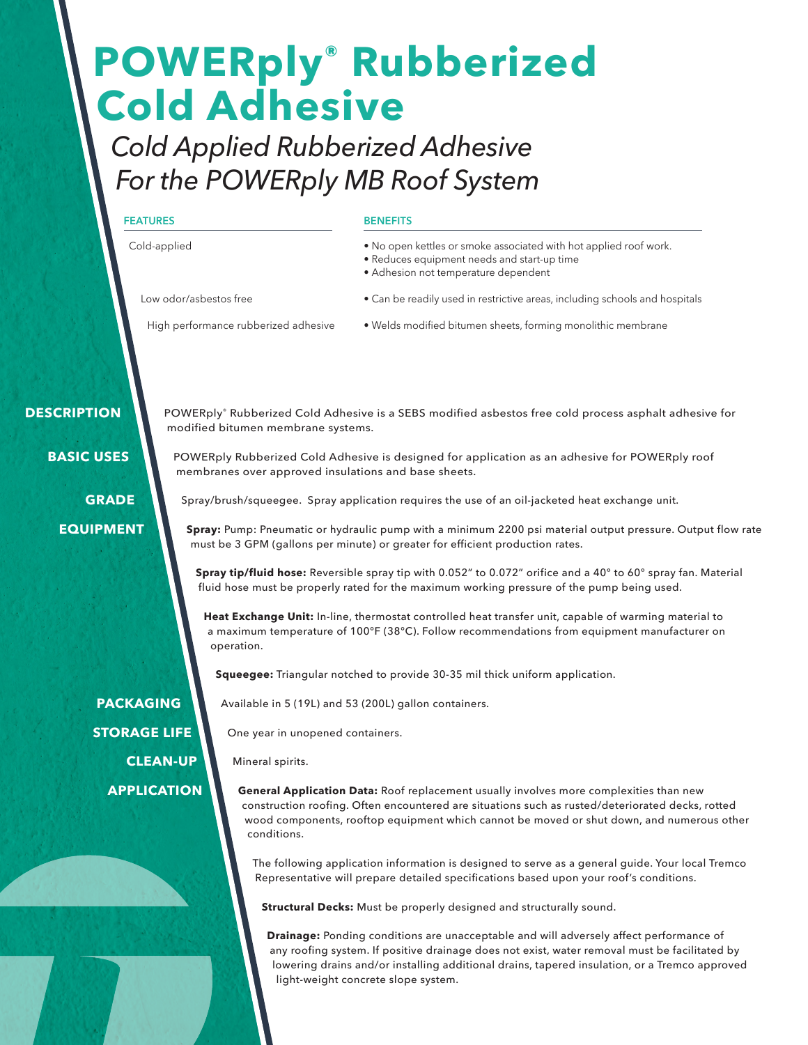# POWERply® Rubberized Cold Adhesive

*Cold Applied Rubberized Adhesive For the POWERply MB Roof System*

| FEATURES | BENEFITS |
| --- | --- |
| Cold-applied | • No open kettles or smoke associated with hot applied roof work.<br>• Reduces equipment needs and start-up time<br>• Adhesion not temperature dependent |
| Low odor/asbestos free | • Can be readily used in restrictive areas, including schools and hospitals |
| High performance rubberized adhesive | • Welds modified bitumen sheets, forming monolithic membrane |

## DESCRIPTION

POWERply® Rubberized Cold Adhesive is a SEBS modified asbestos free cold process asphalt adhesive for modified bitumen membrane systems.

## BASIC USES

POWERply Rubberized Cold Adhesive is designed for application as an adhesive for POWERply roof membranes over approved insulations and base sheets.

## GRADE

Spray/brush/squeegee. Spray application requires the use of an oil-jacketed heat exchange unit.

## EQUIPMENT

**Spray:** Pump: Pneumatic or hydraulic pump with a minimum 2200 psi material output pressure. Output flow rate must be 3 GPM (gallons per minute) or greater for efficient production rates.

**Spray tip/fluid hose:** Reversible spray tip with 0.052" to 0.072" orifice and a 40° to 60° spray fan. Material fluid hose must be properly rated for the maximum working pressure of the pump being used.

**Heat Exchange Unit:** In-line, thermostat controlled heat transfer unit, capable of warming material to a maximum temperature of 100°F (38°C). Follow recommendations from equipment manufacturer on operation.

**Squeegee:** Triangular notched to provide 30-35 mil thick uniform application.

## PACKAGING

Available in 5 (19L) and 53 (200L) gallon containers.

## STORAGE LIFE

One year in unopened containers.

## CLEAN-UP

Mineral spirits.

## APPLICATION

**General Application Data:** Roof replacement usually involves more complexities than new construction roofing. Often encountered are situations such as rusted/deteriorated decks, rotted wood components, rooftop equipment which cannot be moved or shut down, and numerous other conditions.

The following application information is designed to serve as a general guide. Your local Tremco Representative will prepare detailed specifications based upon your roof's conditions.

**Structural Decks:** Must be properly designed and structurally sound.

**Drainage:** Ponding conditions are unacceptable and will adversely affect performance of any roofing system. If positive drainage does not exist, water removal must be facilitated by lowering drains and/or installing additional drains, tapered insulation, or a Tremco approved light-weight concrete slope system.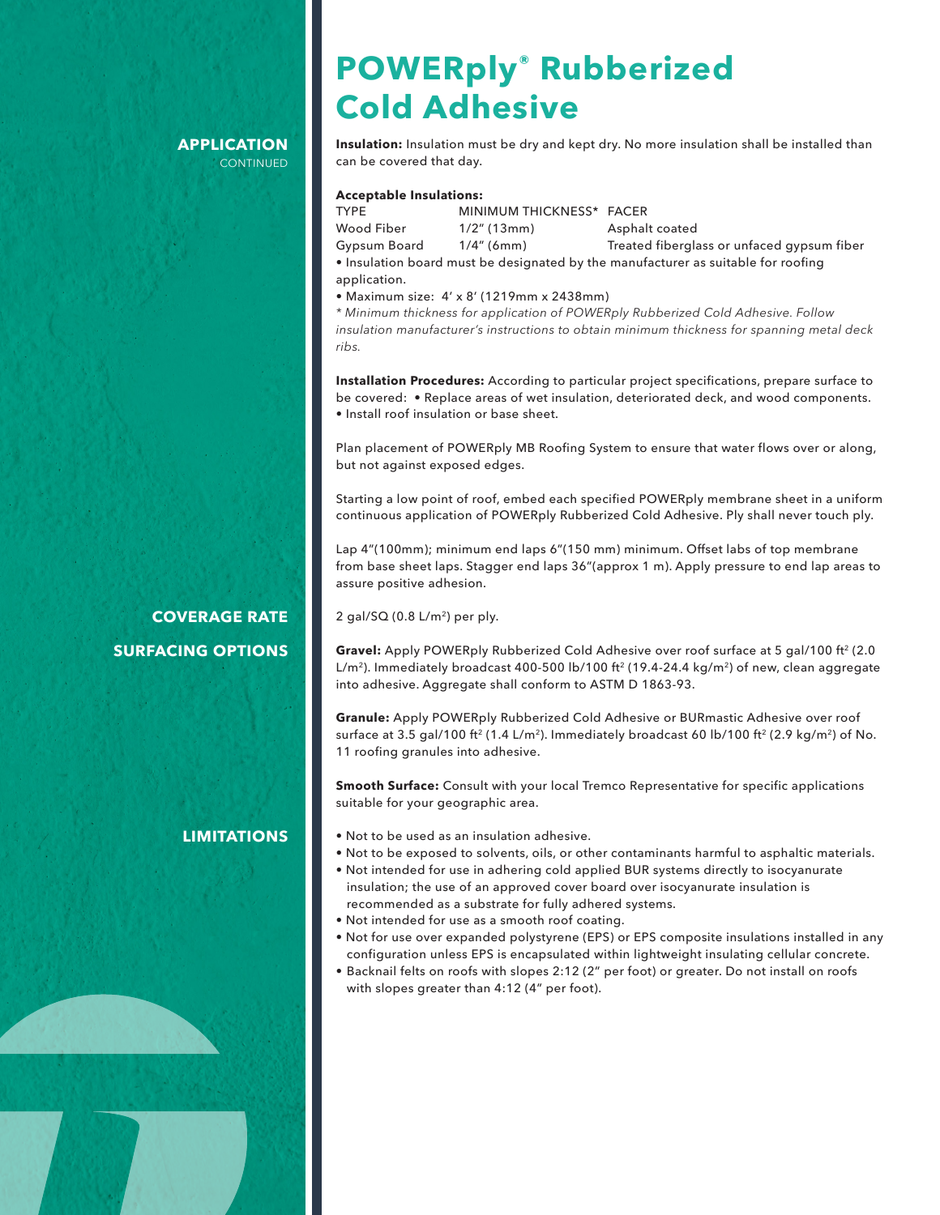# POWERply® Rubberized Cold Adhesive

## APPLICATION CONTINUED

**Insulation:** Insulation must be dry and kept dry. No more insulation shall be installed than can be covered that day.

**Acceptable Insulations:**

| TYPE | MINIMUM THICKNESS* | FACER |
|---|---|---|
| Wood Fiber | 1/2" (13mm) | Asphalt coated |
| Gypsum Board | 1/4" (6mm) | Treated fiberglass or unfaced gypsum fiber |

- Insulation board must be designated by the manufacturer as suitable for roofing application.
- Maximum size: 4' x 8' (1219mm x 2438mm)

*\* Minimum thickness for application of POWERply Rubberized Cold Adhesive. Follow insulation manufacturer's instructions to obtain minimum thickness for spanning metal deck ribs.*

**Installation Procedures:** According to particular project specifications, prepare surface to be covered: • Replace areas of wet insulation, deteriorated deck, and wood components. • Install roof insulation or base sheet.

Plan placement of POWERply MB Roofing System to ensure that water flows over or along, but not against exposed edges.

Starting a low point of roof, embed each specified POWERply membrane sheet in a uniform continuous application of POWERply Rubberized Cold Adhesive. Ply shall never touch ply.

Lap 4"(100mm); minimum end laps 6"(150 mm) minimum. Offset labs of top membrane from base sheet laps. Stagger end laps 36"(approx 1 m). Apply pressure to end lap areas to assure positive adhesion.

## COVERAGE RATE

2 gal/SQ (0.8 L/m²) per ply.

## SURFACING OPTIONS

**Gravel:** Apply POWERply Rubberized Cold Adhesive over roof surface at 5 gal/100 ft² (2.0 L/m²). Immediately broadcast 400-500 lb/100 ft² (19.4-24.4 kg/m²) of new, clean aggregate into adhesive. Aggregate shall conform to ASTM D 1863-93.

**Granule:** Apply POWERply Rubberized Cold Adhesive or BURmastic Adhesive over roof surface at 3.5 gal/100 ft² (1.4 L/m²). Immediately broadcast 60 lb/100 ft² (2.9 kg/m²) of No. 11 roofing granules into adhesive.

**Smooth Surface:** Consult with your local Tremco Representative for specific applications suitable for your geographic area.

## LIMITATIONS

- Not to be used as an insulation adhesive.
- Not to be exposed to solvents, oils, or other contaminants harmful to asphaltic materials.
- Not intended for use in adhering cold applied BUR systems directly to isocyanurate insulation; the use of an approved cover board over isocyanurate insulation is recommended as a substrate for fully adhered systems.
- Not intended for use as a smooth roof coating.
- Not for use over expanded polystyrene (EPS) or EPS composite insulations installed in any configuration unless EPS is encapsulated within lightweight insulating cellular concrete.
- Backnail felts on roofs with slopes 2:12 (2" per foot) or greater. Do not install on roofs with slopes greater than 4:12 (4" per foot).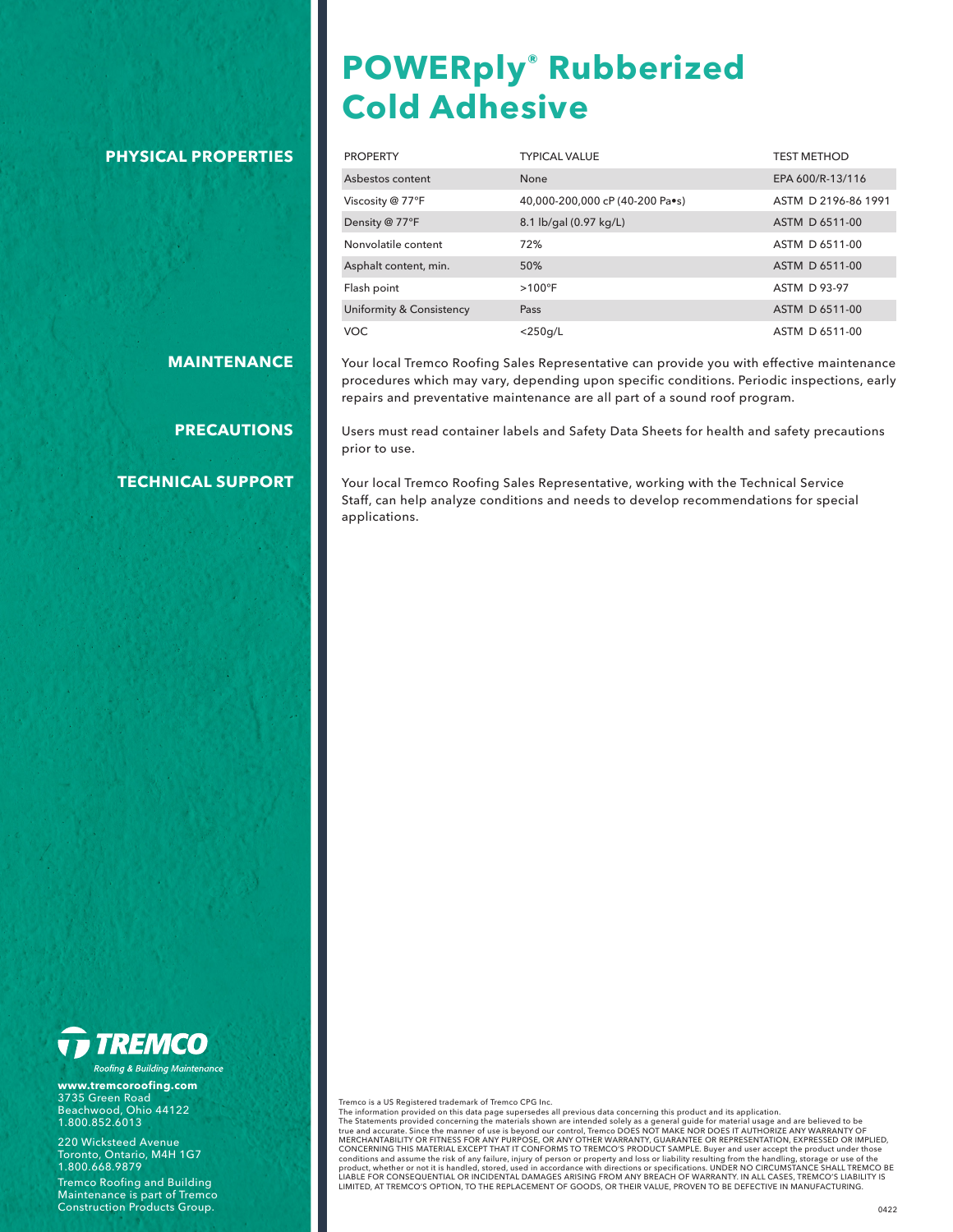# POWERply® Rubberized Cold Adhesive

## PHYSICAL PROPERTIES

| PROPERTY | TYPICAL VALUE | TEST METHOD |
|---|---|---|
| Asbestos content | None | EPA 600/R-13/116 |
| Viscosity @ 77°F | 40,000-200,000 cP (40-200 Pa•s) | ASTM D 2196-86 1991 |
| Density @ 77°F | 8.1 lb/gal (0.97 kg/L) | ASTM D 6511-00 |
| Nonvolatile content | 72% | ASTM D 6511-00 |
| Asphalt content, min. | 50% | ASTM D 6511-00 |
| Flash point | >100°F | ASTM D 93-97 |
| Uniformity & Consistency | Pass | ASTM D 6511-00 |
| VOC | <250g/L | ASTM D 6511-00 |

## MAINTENANCE

Your local Tremco Roofing Sales Representative can provide you with effective maintenance procedures which may vary, depending upon specific conditions. Periodic inspections, early repairs and preventative maintenance are all part of a sound roof program.

## PRECAUTIONS

Users must read container labels and Safety Data Sheets for health and safety precautions prior to use.

## TECHNICAL SUPPORT

Your local Tremco Roofing Sales Representative, working with the Technical Service Staff, can help analyze conditions and needs to develop recommendations for special applications.

**TREMCO**
*Roofing & Building Maintenance*

**www.tremcoroofing.com**
3735 Green Road
Beachwood, Ohio 44122
1.800.852.6013

220 Wicksteed Avenue
Toronto, Ontario, M4H 1G7
1.800.668.9879

Tremco Roofing and Building Maintenance is part of Tremco Construction Products Group.

Tremco is a US Registered trademark of Tremco CPG Inc.
The information provided on this data page supersedes all previous data concerning this product and its application.
The Statements provided concerning the materials shown are intended solely as a general guide for material usage and are believed to be true and accurate. Since the manner of use is beyond our control, Tremco DOES NOT MAKE NOR DOES IT AUTHORIZE ANY WARRANTY OF MERCHANTABILITY OR FITNESS FOR ANY PURPOSE, OR ANY OTHER WARRANTY, GUARANTEE OR REPRESENTATION, EXPRESSED OR IMPLIED, CONCERNING THIS MATERIAL EXCEPT THAT IT CONFORMS TO TREMCO'S PRODUCT SAMPLE. Buyer and user accept the product under those conditions and assume the risk of any failure, injury of person or property and loss or liability resulting from the handling, storage or use of the product, whether or not it is handled, stored, used in accordance with directions or specifications. UNDER NO CIRCUMSTANCE SHALL TREMCO BE LIABLE FOR CONSEQUENTIAL OR INCIDENTAL DAMAGES ARISING FROM ANY BREACH OF WARRANTY. IN ALL CASES, TREMCO'S LIABILITY IS LIMITED, AT TREMCO'S OPTION, TO THE REPLACEMENT OF GOODS, OR THEIR VALUE, PROVEN TO BE DEFECTIVE IN MANUFACTURING.

0422